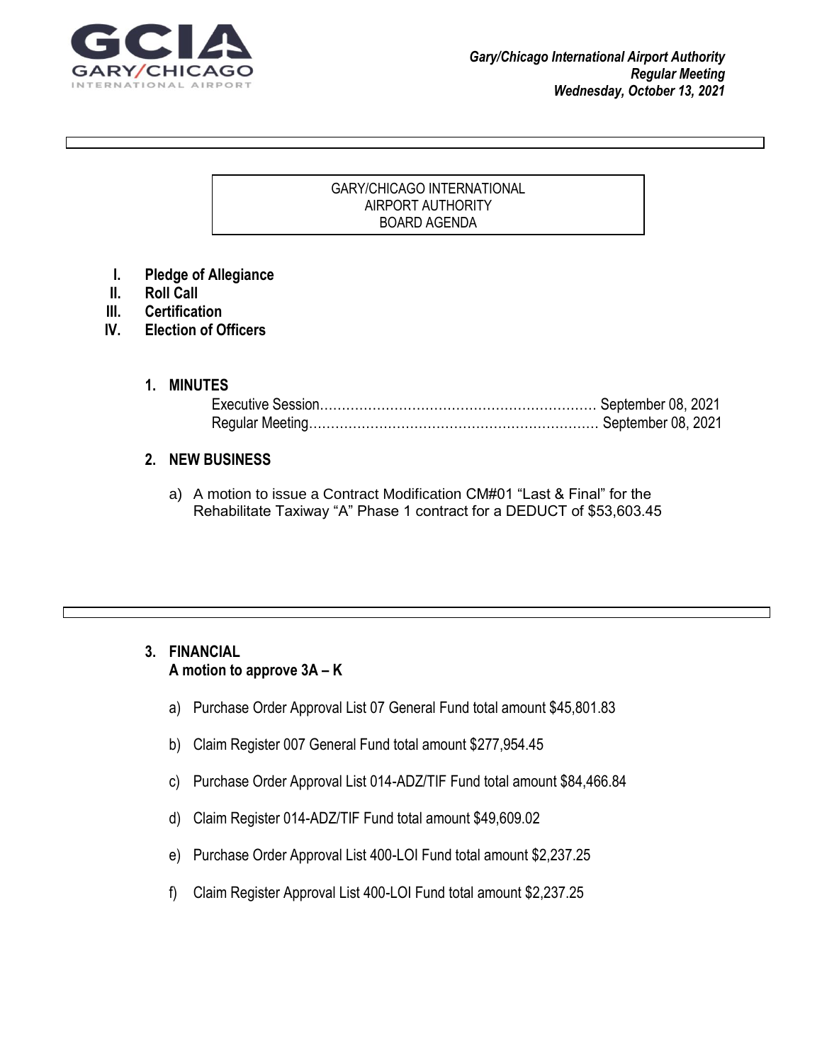*Gary/Chicago International Airport Authority*
*Regular Meeting*
*Wednesday, October 13, 2021*

GARY/CHICAGO INTERNATIONAL
AIRPORT AUTHORITY
BOARD AGENDA

- **I. Pledge of Allegiance**
- **II. Roll Call**
- **III. Certification**
- **IV. Election of Officers**

**1. MINUTES**

Executive Session…………………………………………………… September 08, 2021
Regular Meeting……………………………………………………… September 08, 2021

**2. NEW BUSINESS**

a) A motion to issue a Contract Modification CM#01 "Last & Final" for the Rehabilitate Taxiway "A" Phase 1 contract for a DEDUCT of $53,603.45

**3. FINANCIAL**
**A motion to approve 3A – K**

a) Purchase Order Approval List 07 General Fund total amount $45,801.83

b) Claim Register 007 General Fund total amount $277,954.45

c) Purchase Order Approval List 014-ADZ/TIF Fund total amount $84,466.84

d) Claim Register 014-ADZ/TIF Fund total amount $49,609.02

e) Purchase Order Approval List 400-LOI Fund total amount $2,237.25

f) Claim Register Approval List 400-LOI Fund total amount $2,237.25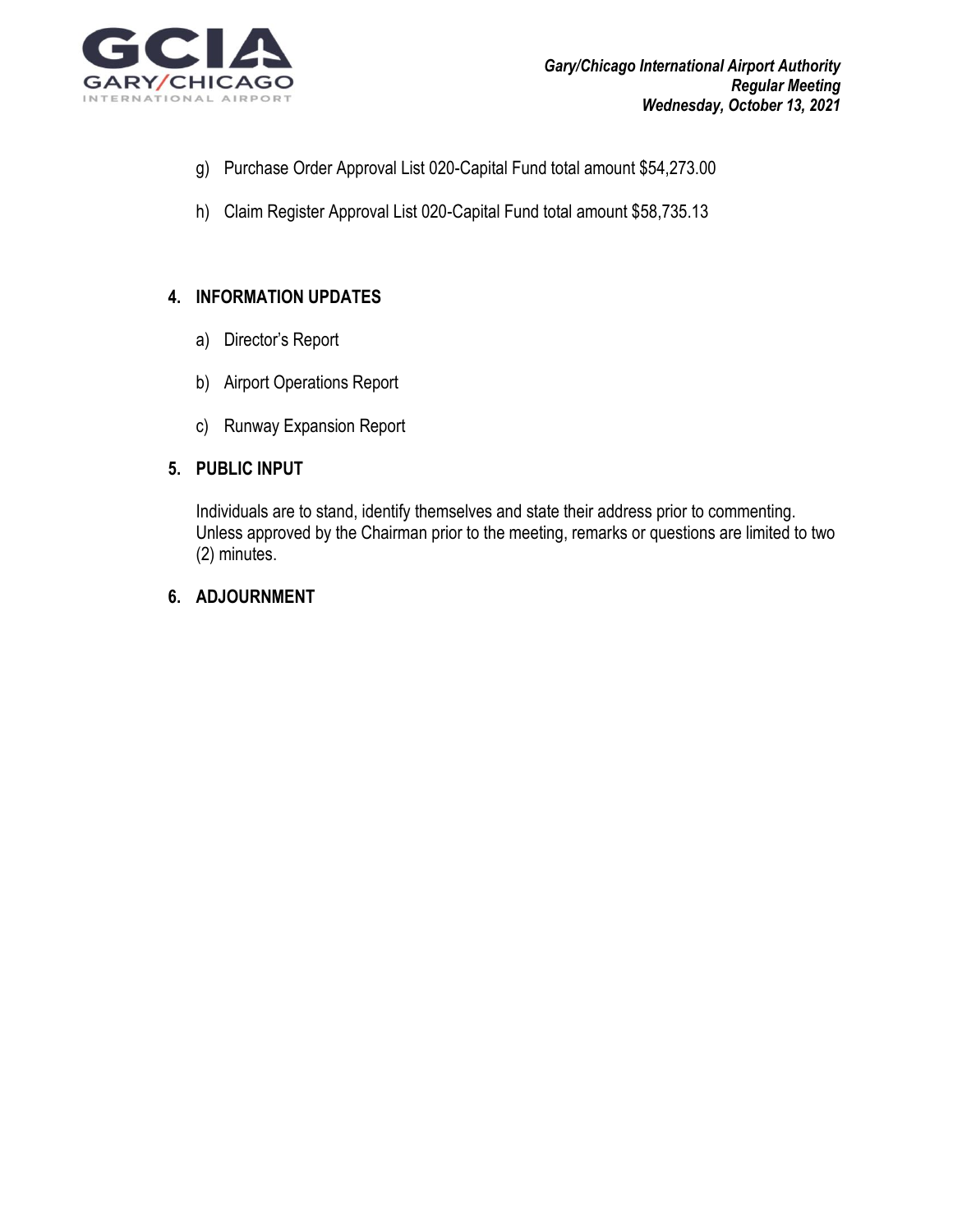g) Purchase Order Approval List 020-Capital Fund total amount $54,273.00

h) Claim Register Approval List 020-Capital Fund total amount $58,735.13

## 4. INFORMATION UPDATES

a) Director's Report

b) Airport Operations Report

c) Runway Expansion Report

## 5. PUBLIC INPUT

Individuals are to stand, identify themselves and state their address prior to commenting. Unless approved by the Chairman prior to the meeting, remarks or questions are limited to two (2) minutes.

## 6. ADJOURNMENT